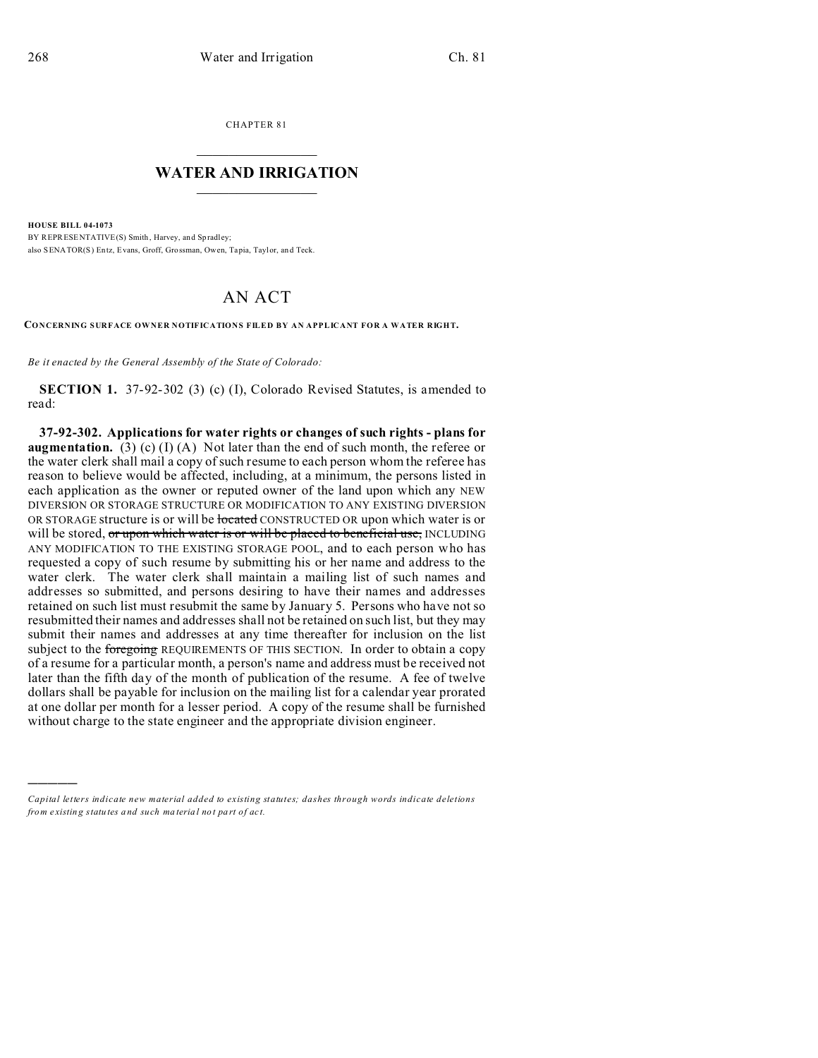CHAPTER 81

# WATER AND IRRIGATION

**HOUSE BILL 04-1073**
BY REPRESENTATIVE(S) Smith, Harvey, and Spradley;
also SENATOR(S) Entz, Evans, Groff, Grossman, Owen, Tapia, Taylor, and Teck.

# AN ACT

**CONCERNING SURFACE OWNER NOTIFICATIONS FILED BY AN APPLICANT FOR A WATER RIGHT.**

*Be it enacted by the General Assembly of the State of Colorado:*

**SECTION 1.** 37-92-302 (3) (c) (I), Colorado Revised Statutes, is amended to read:

**37-92-302. Applications for water rights or changes of such rights - plans for augmentation.** (3) (c) (I) (A) Not later than the end of such month, the referee or the water clerk shall mail a copy of such resume to each person whom the referee has reason to believe would be affected, including, at a minimum, the persons listed in each application as the owner or reputed owner of the land upon which any NEW DIVERSION OR STORAGE STRUCTURE OR MODIFICATION TO ANY EXISTING DIVERSION OR STORAGE structure is or will be ~~located~~ CONSTRUCTED OR upon which water is or will be stored, ~~or upon which water is or will be placed to beneficial use,~~ INCLUDING ANY MODIFICATION TO THE EXISTING STORAGE POOL, and to each person who has requested a copy of such resume by submitting his or her name and address to the water clerk. The water clerk shall maintain a mailing list of such names and addresses so submitted, and persons desiring to have their names and addresses retained on such list must resubmit the same by January 5. Persons who have not so resubmitted their names and addresses shall not be retained on such list, but they may submit their names and addresses at any time thereafter for inclusion on the list subject to the ~~foregoing~~ REQUIREMENTS OF THIS SECTION. In order to obtain a copy of a resume for a particular month, a person's name and address must be received not later than the fifth day of the month of publication of the resume. A fee of twelve dollars shall be payable for inclusion on the mailing list for a calendar year prorated at one dollar per month for a lesser period. A copy of the resume shall be furnished without charge to the state engineer and the appropriate division engineer.

---

*Capital letters indicate new material added to existing statutes; dashes through words indicate deletions from existing statutes and such material not part of act.*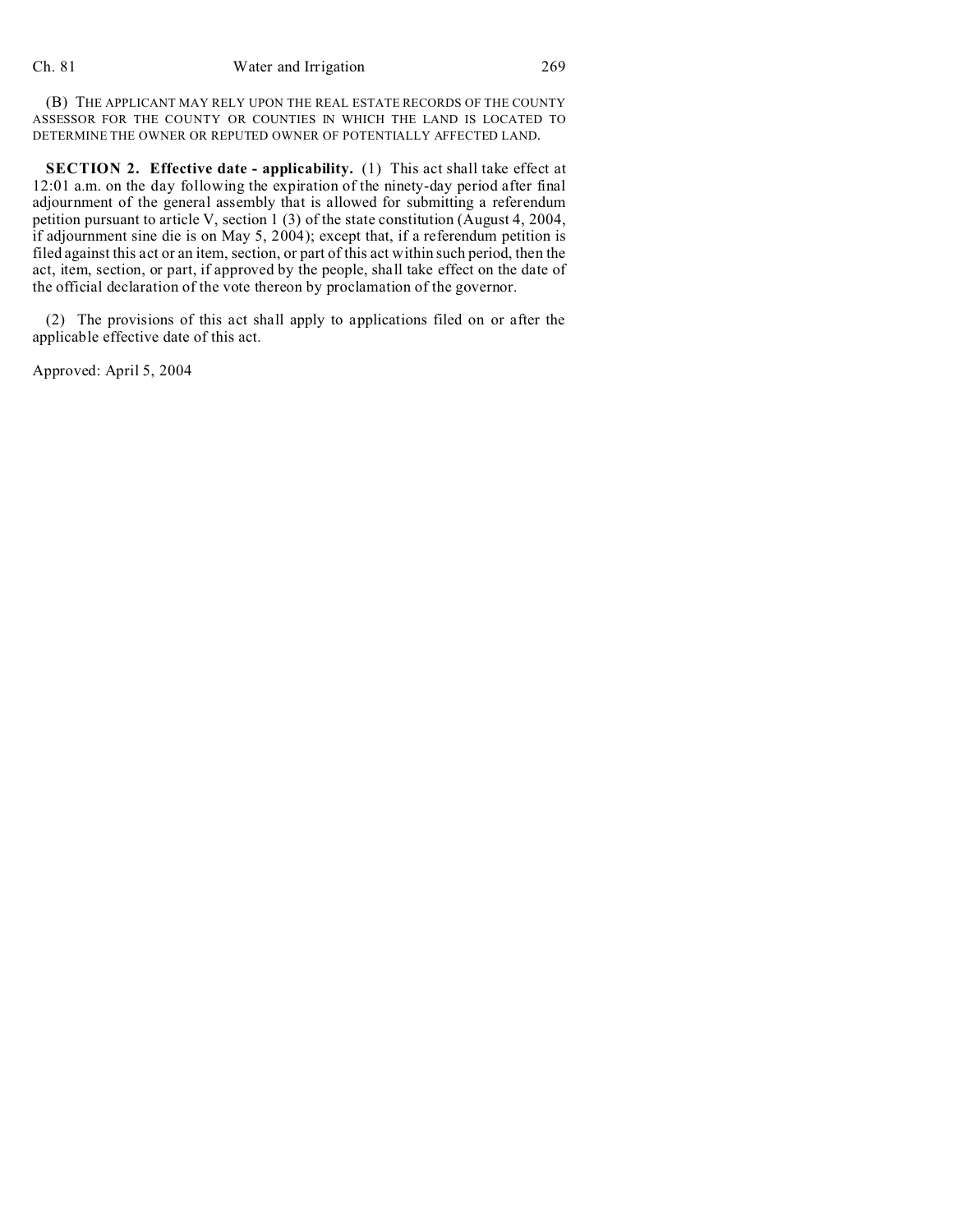(B) THE APPLICANT MAY RELY UPON THE REAL ESTATE RECORDS OF THE COUNTY ASSESSOR FOR THE COUNTY OR COUNTIES IN WHICH THE LAND IS LOCATED TO DETERMINE THE OWNER OR REPUTED OWNER OF POTENTIALLY AFFECTED LAND.

**SECTION 2. Effective date - applicability.** (1) This act shall take effect at 12:01 a.m. on the day following the expiration of the ninety-day period after final adjournment of the general assembly that is allowed for submitting a referendum petition pursuant to article V, section 1 (3) of the state constitution (August 4, 2004, if adjournment sine die is on May 5, 2004); except that, if a referendum petition is filed against this act or an item, section, or part of this act within such period, then the act, item, section, or part, if approved by the people, shall take effect on the date of the official declaration of the vote thereon by proclamation of the governor.

(2) The provisions of this act shall apply to applications filed on or after the applicable effective date of this act.

Approved: April 5, 2004